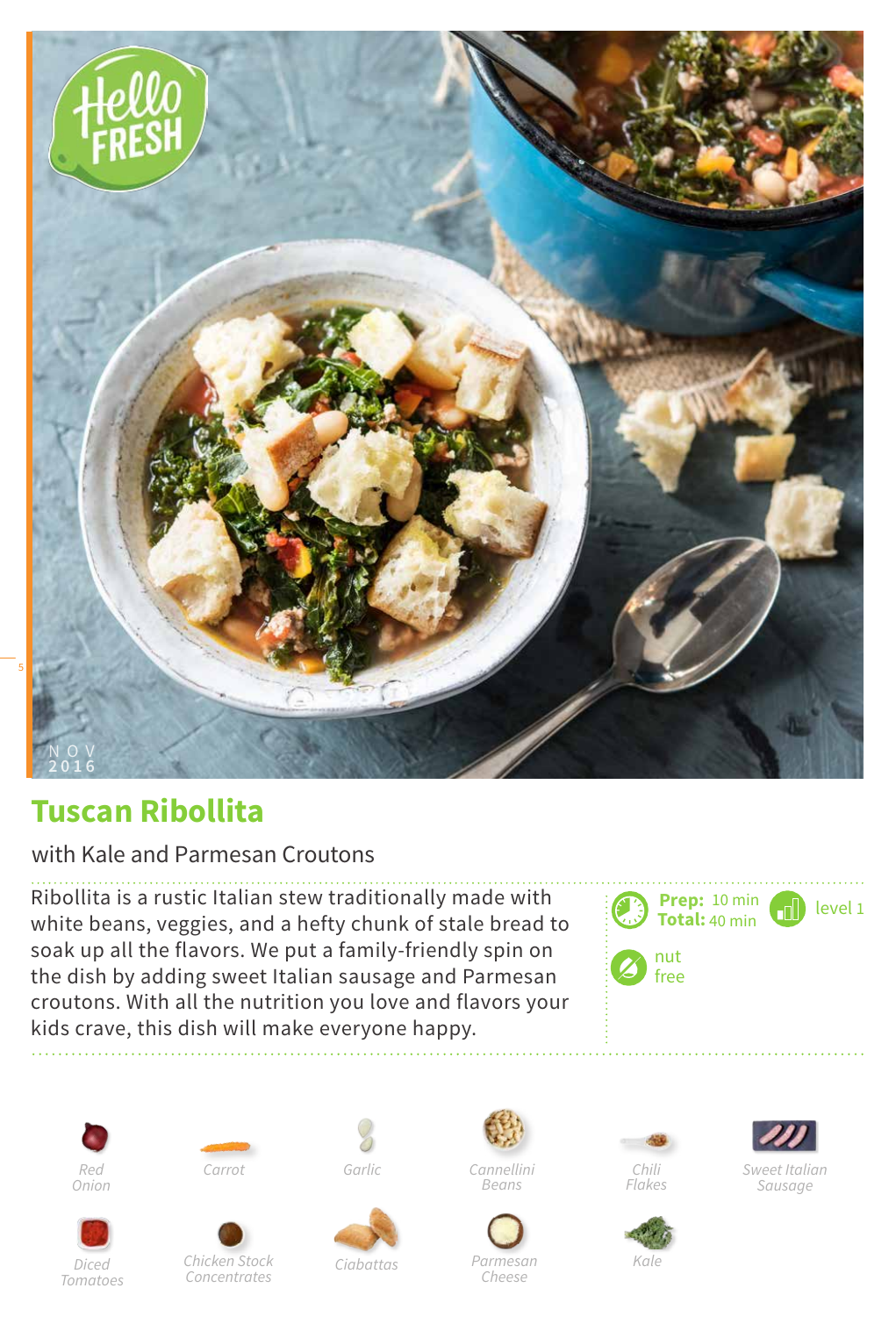NOV 2016

# Tuscan Ribollita

with Kale and Parmesan Croutons

Ribollita is a rustic Italian stew traditionally made with white beans, veggies, and a hefty chunk of stale bread to soak up all the flavors. We put a family-friendly spin on the dish by adding sweet Italian sausage and Parmesan croutons. With all the nutrition you love and flavors your kids crave, this dish will make everyone happy.

**Prep:** 10 min
**Total:** 40 min

level 1

nut free

- Red Onion
- Carrot
- Garlic
- Cannellini Beans
- Chili Flakes
- Sweet Italian Sausage
- Diced Tomatoes
- Chicken Stock Concentrates
- Ciabattas
- Parmesan Cheese
- Kale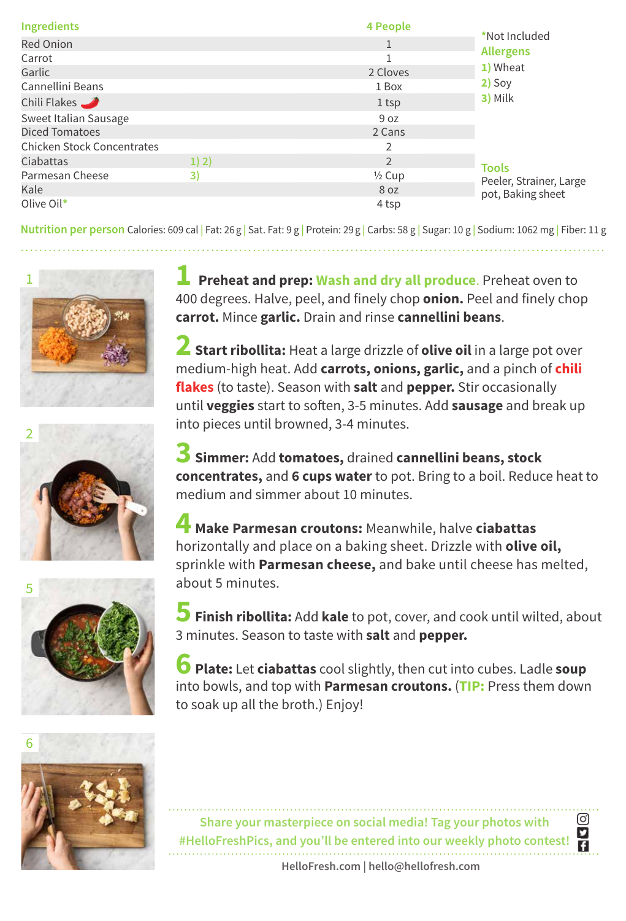| Ingredients | | 4 People |
|---|---|---|
| Red Onion | | 1 |
| Carrot | | 1 |
| Garlic | | 2 Cloves |
| Cannellini Beans | | 1 Box |
| Chili Flakes | | 1 tsp |
| Sweet Italian Sausage | | 9 oz |
| Diced Tomatoes | | 2 Cans |
| Chicken Stock Concentrates | | 2 |
| Ciabattas | 1) 2) | 2 |
| Parmesan Cheese | 3) | ½ Cup |
| Kale | | 8 oz |
| Olive Oil* | | 4 tsp |

*Not Included

**Allergens**

1) Wheat
2) Soy
3) Milk

**Tools**

Peeler, Strainer, Large pot, Baking sheet

**Nutrition per person** Calories: 609 cal | Fat: 26 g | Sat. Fat: 9 g | Protein: 29 g | Carbs: 58 g | Sugar: 10 g | Sodium: 1062 mg | Fiber: 11 g

1 **Preheat and prep:** Wash and dry all produce. Preheat oven to 400 degrees. Halve, peel, and finely chop **onion.** Peel and finely chop **carrot.** Mince **garlic.** Drain and rinse **cannellini beans**.

2 **Start ribollita:** Heat a large drizzle of **olive oil** in a large pot over medium-high heat. Add **carrots, onions, garlic,** and a pinch of **chili flakes** (to taste). Season with **salt** and **pepper.** Stir occasionally until **veggies** start to soften, 3-5 minutes. Add **sausage** and break up into pieces until browned, 3-4 minutes.

3 **Simmer:** Add **tomatoes,** drained **cannellini beans, stock concentrates,** and **6 cups water** to pot. Bring to a boil. Reduce heat to medium and simmer about 10 minutes.

4 **Make Parmesan croutons:** Meanwhile, halve **ciabattas** horizontally and place on a baking sheet. Drizzle with **olive oil,** sprinkle with **Parmesan cheese,** and bake until cheese has melted, about 5 minutes.

5 **Finish ribollita:** Add **kale** to pot, cover, and cook until wilted, about 3 minutes. Season to taste with **salt** and **pepper.**

6 **Plate:** Let **ciabattas** cool slightly, then cut into cubes. Ladle **soup** into bowls, and top with **Parmesan croutons.** (**TIP:** Press them down to soak up all the broth.) Enjoy!

Share your masterpiece on social media! Tag your photos with #HelloFreshPics, and you'll be entered into our weekly photo contest!

HelloFresh.com | hello@hellofresh.com